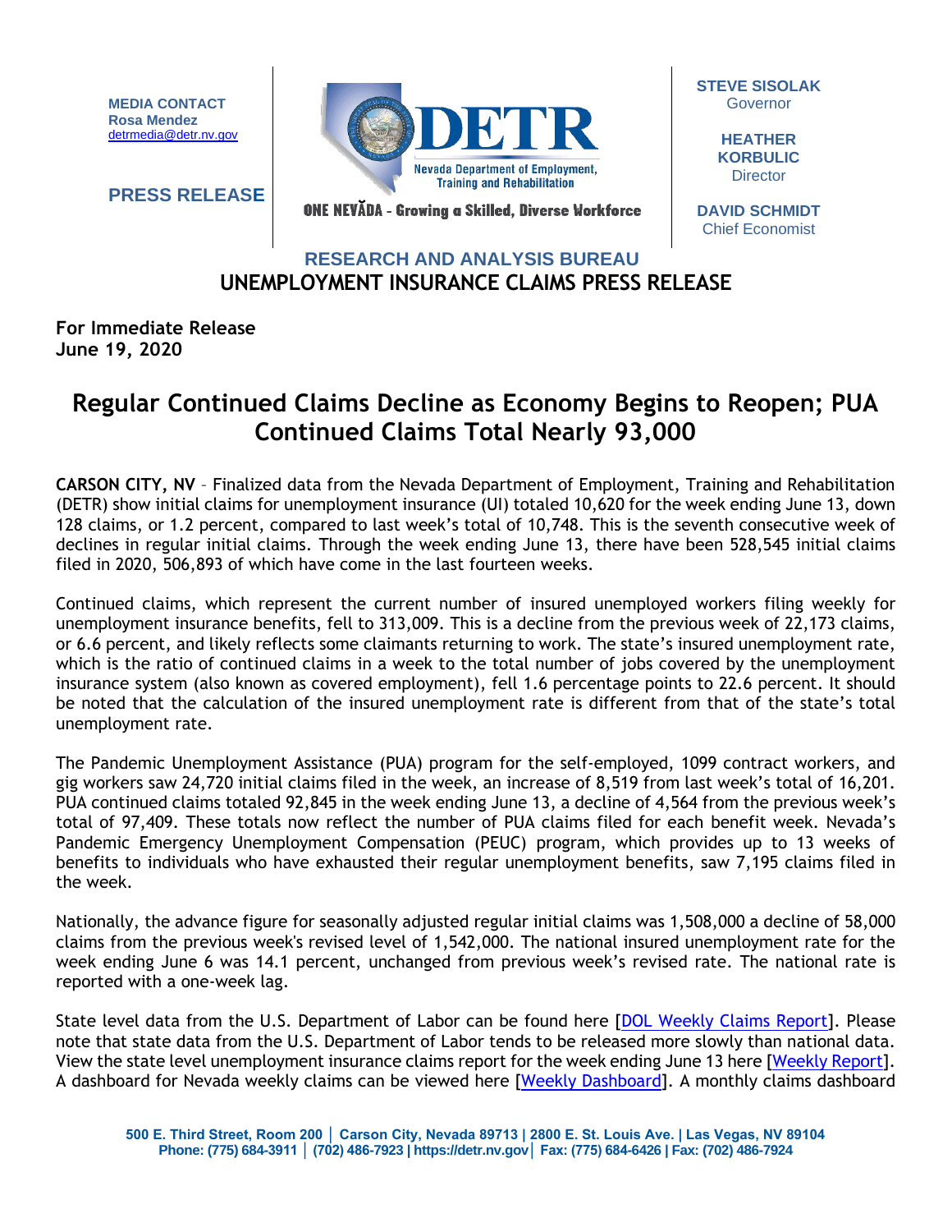**MEDIA CONTACT**
**Rosa Mendez**
detrmedia@detr.nv.gov

**PRESS RELEASE**

DETR
Nevada Department of Employment, Training and Rehabilitation
ONE NEVĂDA – Growing a Skilled, Diverse Workforce

**STEVE SISOLAK**
Governor

**HEATHER KORBULIC**
Director

**DAVID SCHMIDT**
Chief Economist

## RESEARCH AND ANALYSIS BUREAU
## UNEMPLOYMENT INSURANCE CLAIMS PRESS RELEASE

**For Immediate Release**
**June 19, 2020**

# Regular Continued Claims Decline as Economy Begins to Reopen; PUA Continued Claims Total Nearly 93,000

**CARSON CITY, NV** – Finalized data from the Nevada Department of Employment, Training and Rehabilitation (DETR) show initial claims for unemployment insurance (UI) totaled 10,620 for the week ending June 13, down 128 claims, or 1.2 percent, compared to last week's total of 10,748. This is the seventh consecutive week of declines in regular initial claims. Through the week ending June 13, there have been 528,545 initial claims filed in 2020, 506,893 of which have come in the last fourteen weeks.

Continued claims, which represent the current number of insured unemployed workers filing weekly for unemployment insurance benefits, fell to 313,009. This is a decline from the previous week of 22,173 claims, or 6.6 percent, and likely reflects some claimants returning to work. The state's insured unemployment rate, which is the ratio of continued claims in a week to the total number of jobs covered by the unemployment insurance system (also known as covered employment), fell 1.6 percentage points to 22.6 percent. It should be noted that the calculation of the insured unemployment rate is different from that of the state's total unemployment rate.

The Pandemic Unemployment Assistance (PUA) program for the self-employed, 1099 contract workers, and gig workers saw 24,720 initial claims filed in the week, an increase of 8,519 from last week's total of 16,201. PUA continued claims totaled 92,845 in the week ending June 13, a decline of 4,564 from the previous week's total of 97,409. These totals now reflect the number of PUA claims filed for each benefit week. Nevada's Pandemic Emergency Unemployment Compensation (PEUC) program, which provides up to 13 weeks of benefits to individuals who have exhausted their regular unemployment benefits, saw 7,195 claims filed in the week.

Nationally, the advance figure for seasonally adjusted regular initial claims was 1,508,000 a decline of 58,000 claims from the previous week's revised level of 1,542,000. The national insured unemployment rate for the week ending June 6 was 14.1 percent, unchanged from previous week's revised rate. The national rate is reported with a one-week lag.

State level data from the U.S. Department of Labor can be found here [DOL Weekly Claims Report]. Please note that state data from the U.S. Department of Labor tends to be released more slowly than national data. View the state level unemployment insurance claims report for the week ending June 13 here [Weekly Report]. A dashboard for Nevada weekly claims can be viewed here [Weekly Dashboard]. A monthly claims dashboard

500 E. Third Street, Room 200 | Carson City, Nevada 89713 | 2800 E. St. Louis Ave. | Las Vegas, NV 89104
Phone: (775) 684-3911 | (702) 486-7923 | https://detr.nv.gov | Fax: (775) 684-6426 | Fax: (702) 486-7924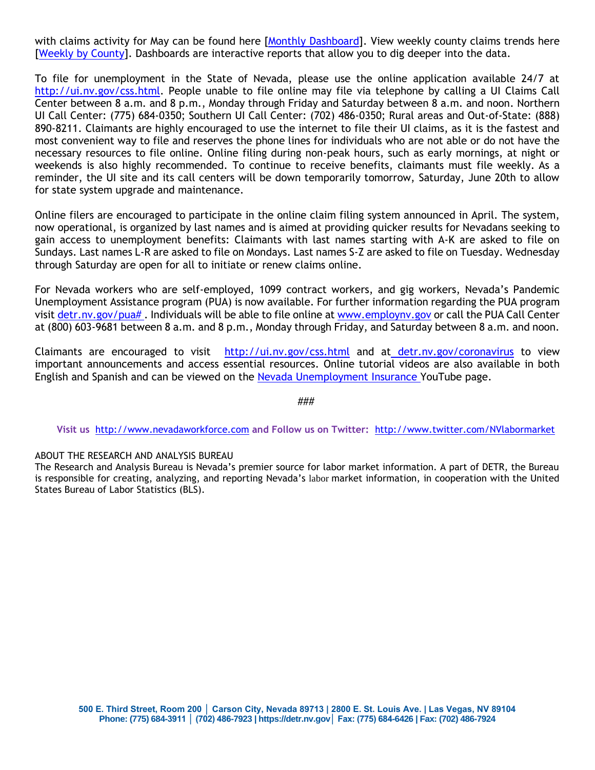with claims activity for May can be found here [Monthly Dashboard]. View weekly county claims trends here [Weekly by County]. Dashboards are interactive reports that allow you to dig deeper into the data.

To file for unemployment in the State of Nevada, please use the online application available 24/7 at http://ui.nv.gov/css.html. People unable to file online may file via telephone by calling a UI Claims Call Center between 8 a.m. and 8 p.m., Monday through Friday and Saturday between 8 a.m. and noon. Northern UI Call Center: (775) 684-0350; Southern UI Call Center: (702) 486-0350; Rural areas and Out-of-State: (888) 890-8211. Claimants are highly encouraged to use the internet to file their UI claims, as it is the fastest and most convenient way to file and reserves the phone lines for individuals who are not able or do not have the necessary resources to file online. Online filing during non-peak hours, such as early mornings, at night or weekends is also highly recommended. To continue to receive benefits, claimants must file weekly. As a reminder, the UI site and its call centers will be down temporarily tomorrow, Saturday, June 20th to allow for state system upgrade and maintenance.

Online filers are encouraged to participate in the online claim filing system announced in April. The system, now operational, is organized by last names and is aimed at providing quicker results for Nevadans seeking to gain access to unemployment benefits: Claimants with last names starting with A-K are asked to file on Sundays. Last names L-R are asked to file on Mondays. Last names S-Z are asked to file on Tuesday. Wednesday through Saturday are open for all to initiate or renew claims online.

For Nevada workers who are self-employed, 1099 contract workers, and gig workers, Nevada's Pandemic Unemployment Assistance program (PUA) is now available. For further information regarding the PUA program visit detr.nv.gov/pua# . Individuals will be able to file online at www.employnv.gov or call the PUA Call Center at (800) 603-9681 between 8 a.m. and 8 p.m., Monday through Friday, and Saturday between 8 a.m. and noon.

Claimants are encouraged to visit http://ui.nv.gov/css.html and at detr.nv.gov/coronavirus to view important announcements and access essential resources. Online tutorial videos are also available in both English and Spanish and can be viewed on the Nevada Unemployment Insurance YouTube page.

###

**Visit us http://www.nevadaworkforce.com and Follow us on Twitter: http://www.twitter.com/NVlabormarket**

ABOUT THE RESEARCH AND ANALYSIS BUREAU

The Research and Analysis Bureau is Nevada's premier source for labor market information. A part of DETR, the Bureau is responsible for creating, analyzing, and reporting Nevada's labor market information, in cooperation with the United States Bureau of Labor Statistics (BLS).

500 E. Third Street, Room 200 │ Carson City, Nevada 89713 | 2800 E. St. Louis Ave. | Las Vegas, NV 89104
Phone: (775) 684-3911 │ (702) 486-7923 | https://detr.nv.gov│ Fax: (775) 684-6426 | Fax: (702) 486-7924